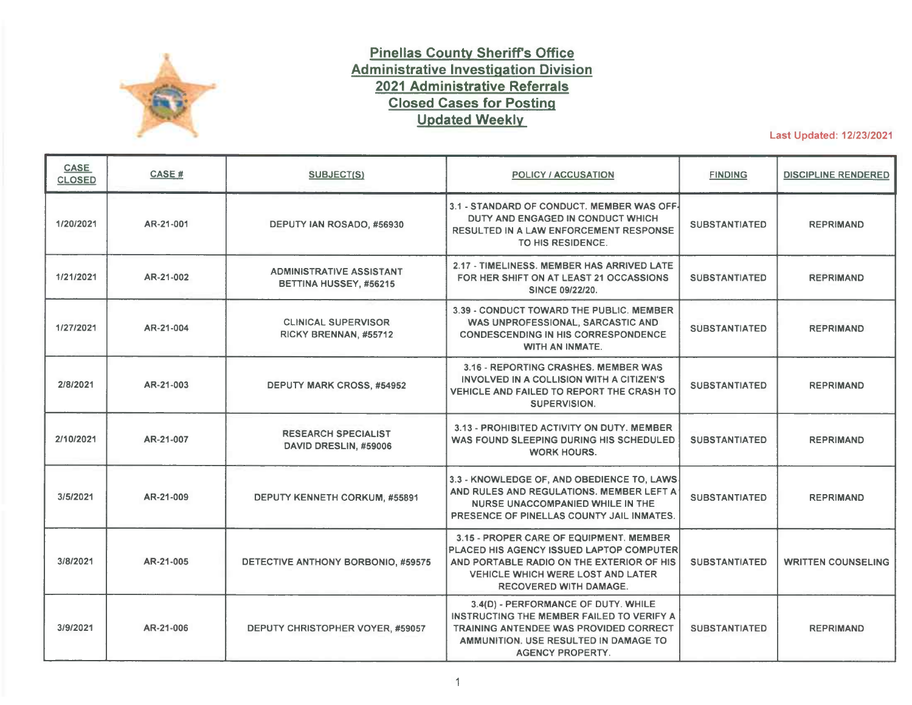# Pinellas County Sheriff's Office
## Administrative Investigation Division
## 2021 Administrative Referrals
## Closed Cases for Posting
## Updated Weekly

Last Updated: 12/23/2021

| CASE CLOSED | CASE # | SUBJECT(S) | POLICY / ACCUSATION | FINDING | DISCIPLINE RENDERED |
|---|---|---|---|---|---|
| 1/20/2021 | AR-21-001 | DEPUTY IAN ROSADO, #56930 | 3.1 - STANDARD OF CONDUCT. MEMBER WAS OFF-DUTY AND ENGAGED IN CONDUCT WHICH RESULTED IN A LAW ENFORCEMENT RESPONSE TO HIS RESIDENCE. | SUBSTANTIATED | REPRIMAND |
| 1/21/2021 | AR-21-002 | ADMINISTRATIVE ASSISTANT BETTINA HUSSEY, #56215 | 2.17 - TIMELINESS. MEMBER HAS ARRIVED LATE FOR HER SHIFT ON AT LEAST 21 OCCASSIONS SINCE 09/22/20. | SUBSTANTIATED | REPRIMAND |
| 1/27/2021 | AR-21-004 | CLINICAL SUPERVISOR RICKY BRENNAN, #55712 | 3.39 - CONDUCT TOWARD THE PUBLIC. MEMBER WAS UNPROFESSIONAL, SARCASTIC AND CONDESCENDING IN HIS CORRESPONDENCE WITH AN INMATE. | SUBSTANTIATED | REPRIMAND |
| 2/8/2021 | AR-21-003 | DEPUTY MARK CROSS, #54952 | 3.16 - REPORTING CRASHES. MEMBER WAS INVOLVED IN A COLLISION WITH A CITIZEN'S VEHICLE AND FAILED TO REPORT THE CRASH TO SUPERVISION. | SUBSTANTIATED | REPRIMAND |
| 2/10/2021 | AR-21-007 | RESEARCH SPECIALIST DAVID DRESLIN, #59006 | 3.13 - PROHIBITED ACTIVITY ON DUTY. MEMBER WAS FOUND SLEEPING DURING HIS SCHEDULED WORK HOURS. | SUBSTANTIATED | REPRIMAND |
| 3/5/2021 | AR-21-009 | DEPUTY KENNETH CORKUM, #55891 | 3.3 - KNOWLEDGE OF, AND OBEDIENCE TO, LAWS AND RULES AND REGULATIONS. MEMBER LEFT A NURSE UNACCOMPANIED WHILE IN THE PRESENCE OF PINELLAS COUNTY JAIL INMATES. | SUBSTANTIATED | REPRIMAND |
| 3/8/2021 | AR-21-005 | DETECTIVE ANTHONY BORBONIO, #59575 | 3.15 - PROPER CARE OF EQUIPMENT. MEMBER PLACED HIS AGENCY ISSUED LAPTOP COMPUTER AND PORTABLE RADIO ON THE EXTERIOR OF HIS VEHICLE WHICH WERE LOST AND LATER RECOVERED WITH DAMAGE. | SUBSTANTIATED | WRITTEN COUNSELING |
| 3/9/2021 | AR-21-006 | DEPUTY CHRISTOPHER VOYER, #59057 | 3.4(D) - PERFORMANCE OF DUTY. WHILE INSTRUCTING THE MEMBER FAILED TO VERIFY A TRAINING ANTENDEE WAS PROVIDED CORRECT AMMUNITION. USE RESULTED IN DAMAGE TO AGENCY PROPERTY. | SUBSTANTIATED | REPRIMAND |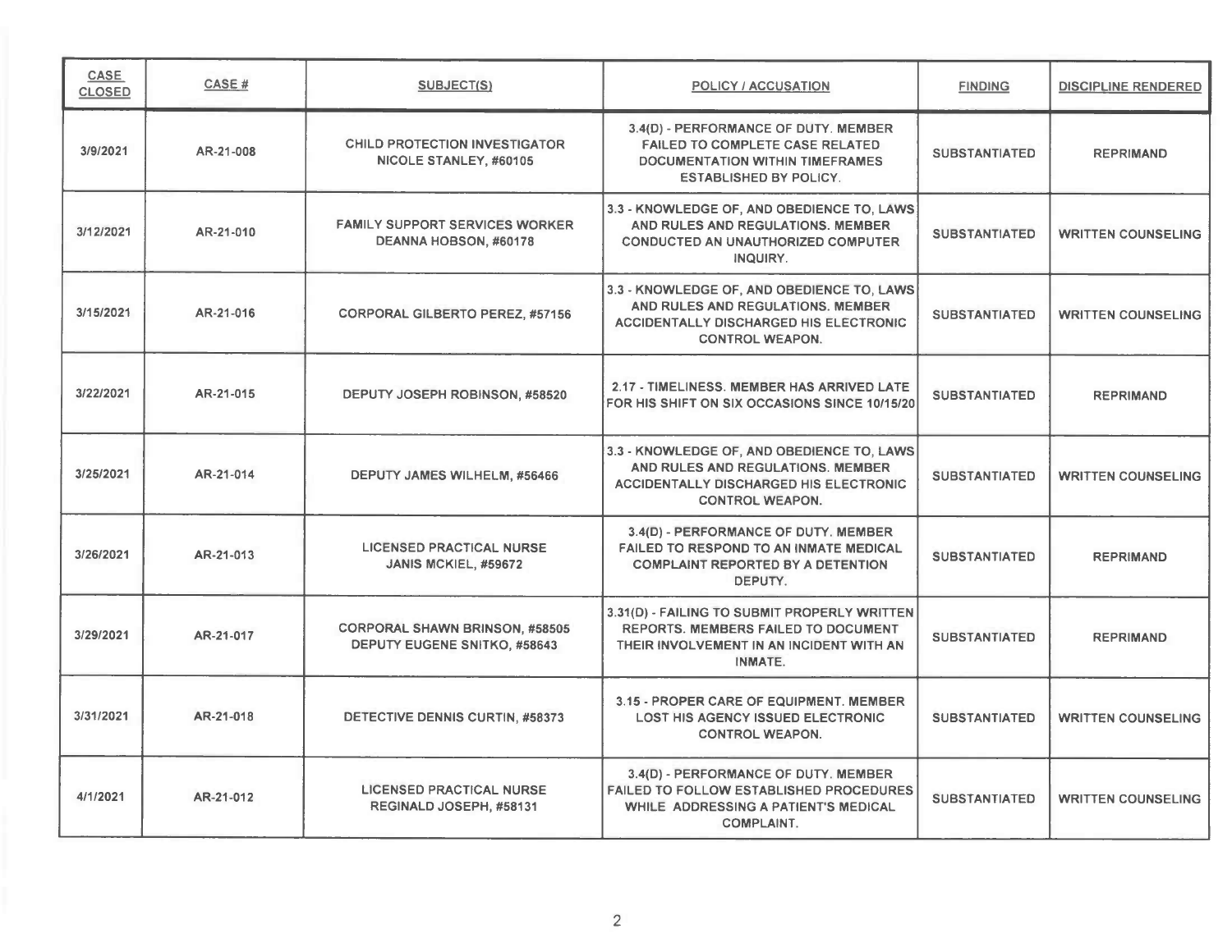| CASE CLOSED | CASE # | SUBJECT(S) | POLICY / ACCUSATION | FINDING | DISCIPLINE RENDERED |
|---|---|---|---|---|---|
| 3/9/2021 | AR-21-008 | CHILD PROTECTION INVESTIGATOR NICOLE STANLEY, #60105 | 3.4(D) - PERFORMANCE OF DUTY. MEMBER FAILED TO COMPLETE CASE RELATED DOCUMENTATION WITHIN TIMEFRAMES ESTABLISHED BY POLICY. | SUBSTANTIATED | REPRIMAND |
| 3/12/2021 | AR-21-010 | FAMILY SUPPORT SERVICES WORKER DEANNA HOBSON, #60178 | 3.3 - KNOWLEDGE OF, AND OBEDIENCE TO, LAWS AND RULES AND REGULATIONS. MEMBER CONDUCTED AN UNAUTHORIZED COMPUTER INQUIRY. | SUBSTANTIATED | WRITTEN COUNSELING |
| 3/15/2021 | AR-21-016 | CORPORAL GILBERTO PEREZ, #57156 | 3.3 - KNOWLEDGE OF, AND OBEDIENCE TO, LAWS AND RULES AND REGULATIONS. MEMBER ACCIDENTALLY DISCHARGED HIS ELECTRONIC CONTROL WEAPON. | SUBSTANTIATED | WRITTEN COUNSELING |
| 3/22/2021 | AR-21-015 | DEPUTY JOSEPH ROBINSON, #58520 | 2.17 - TIMELINESS. MEMBER HAS ARRIVED LATE FOR HIS SHIFT ON SIX OCCASIONS SINCE 10/15/20 | SUBSTANTIATED | REPRIMAND |
| 3/25/2021 | AR-21-014 | DEPUTY JAMES WILHELM, #56466 | 3.3 - KNOWLEDGE OF, AND OBEDIENCE TO, LAWS AND RULES AND REGULATIONS. MEMBER ACCIDENTALLY DISCHARGED HIS ELECTRONIC CONTROL WEAPON. | SUBSTANTIATED | WRITTEN COUNSELING |
| 3/26/2021 | AR-21-013 | LICENSED PRACTICAL NURSE JANIS MCKIEL, #59672 | 3.4(D) - PERFORMANCE OF DUTY. MEMBER FAILED TO RESPOND TO AN INMATE MEDICAL COMPLAINT REPORTED BY A DETENTION DEPUTY. | SUBSTANTIATED | REPRIMAND |
| 3/29/2021 | AR-21-017 | CORPORAL SHAWN BRINSON, #58505<br>DEPUTY EUGENE SNITKO, #58643 | 3.31(D) - FAILING TO SUBMIT PROPERLY WRITTEN REPORTS. MEMBERS FAILED TO DOCUMENT THEIR INVOLVEMENT IN AN INCIDENT WITH AN INMATE. | SUBSTANTIATED | REPRIMAND |
| 3/31/2021 | AR-21-018 | DETECTIVE DENNIS CURTIN, #58373 | 3.15 - PROPER CARE OF EQUIPMENT. MEMBER LOST HIS AGENCY ISSUED ELECTRONIC CONTROL WEAPON. | SUBSTANTIATED | WRITTEN COUNSELING |
| 4/1/2021 | AR-21-012 | LICENSED PRACTICAL NURSE REGINALD JOSEPH, #58131 | 3.4(D) - PERFORMANCE OF DUTY. MEMBER FAILED TO FOLLOW ESTABLISHED PROCEDURES WHILE ADDRESSING A PATIENT'S MEDICAL COMPLAINT. | SUBSTANTIATED | WRITTEN COUNSELING |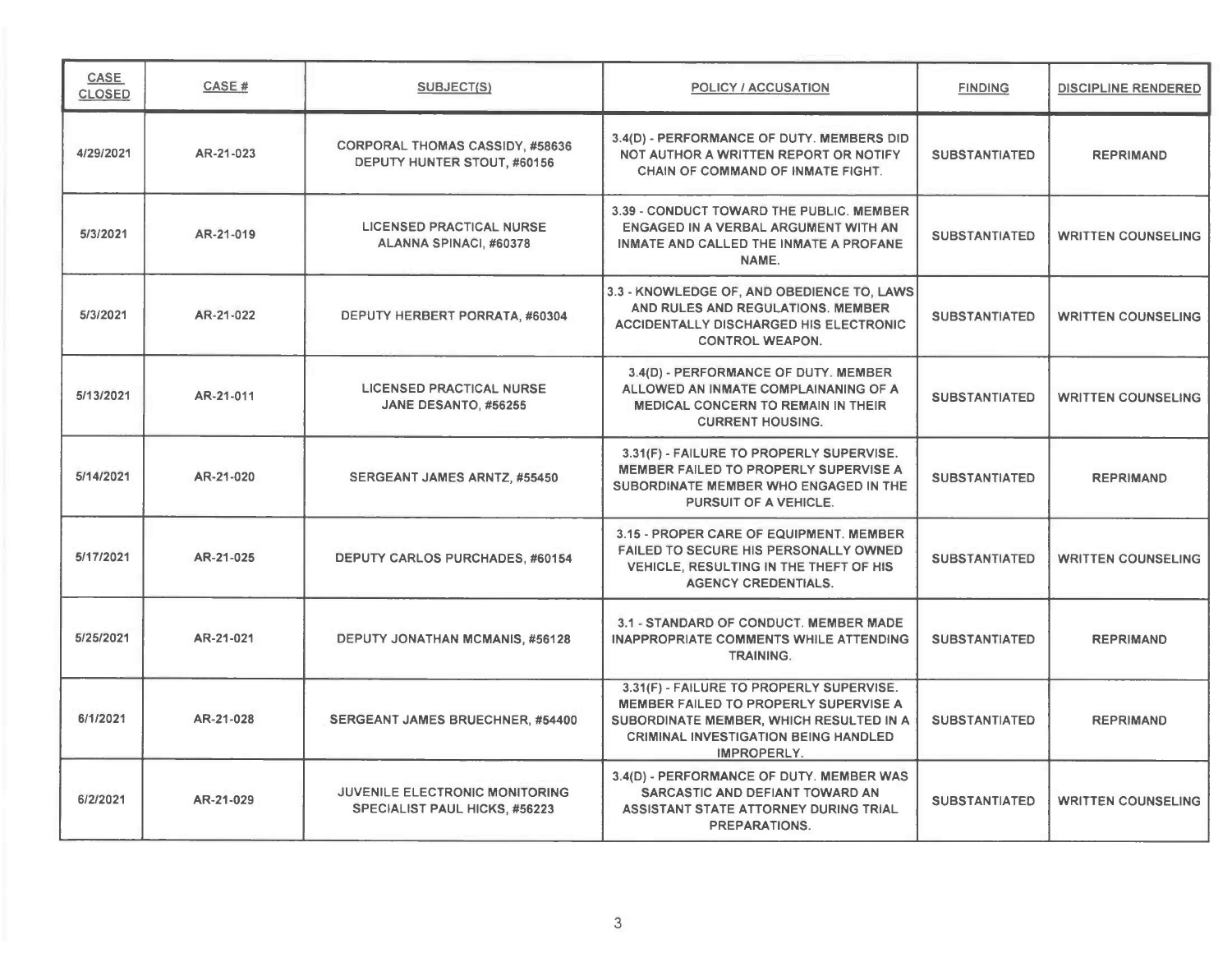| CASE CLOSED | CASE # | SUBJECT(S) | POLICY / ACCUSATION | FINDING | DISCIPLINE RENDERED |
|---|---|---|---|---|---|
| 4/29/2021 | AR-21-023 | CORPORAL THOMAS CASSIDY, #58636<br>DEPUTY HUNTER STOUT, #60156 | 3.4(D) - PERFORMANCE OF DUTY. MEMBERS DID NOT AUTHOR A WRITTEN REPORT OR NOTIFY CHAIN OF COMMAND OF INMATE FIGHT. | SUBSTANTIATED | REPRIMAND |
| 5/3/2021 | AR-21-019 | LICENSED PRACTICAL NURSE<br>ALANNA SPINACI, #60378 | 3.39 - CONDUCT TOWARD THE PUBLIC. MEMBER ENGAGED IN A VERBAL ARGUMENT WITH AN INMATE AND CALLED THE INMATE A PROFANE NAME. | SUBSTANTIATED | WRITTEN COUNSELING |
| 5/3/2021 | AR-21-022 | DEPUTY HERBERT PORRATA, #60304 | 3.3 - KNOWLEDGE OF, AND OBEDIENCE TO, LAWS AND RULES AND REGULATIONS. MEMBER ACCIDENTALLY DISCHARGED HIS ELECTRONIC CONTROL WEAPON. | SUBSTANTIATED | WRITTEN COUNSELING |
| 5/13/2021 | AR-21-011 | LICENSED PRACTICAL NURSE<br>JANE DESANTO, #56255 | 3.4(D) - PERFORMANCE OF DUTY. MEMBER ALLOWED AN INMATE COMPLAINANING OF A MEDICAL CONCERN TO REMAIN IN THEIR CURRENT HOUSING. | SUBSTANTIATED | WRITTEN COUNSELING |
| 5/14/2021 | AR-21-020 | SERGEANT JAMES ARNTZ, #55450 | 3.31(F) - FAILURE TO PROPERLY SUPERVISE. MEMBER FAILED TO PROPERLY SUPERVISE A SUBORDINATE MEMBER WHO ENGAGED IN THE PURSUIT OF A VEHICLE. | SUBSTANTIATED | REPRIMAND |
| 5/17/2021 | AR-21-025 | DEPUTY CARLOS PURCHADES, #60154 | 3.15 - PROPER CARE OF EQUIPMENT. MEMBER FAILED TO SECURE HIS PERSONALLY OWNED VEHICLE, RESULTING IN THE THEFT OF HIS AGENCY CREDENTIALS. | SUBSTANTIATED | WRITTEN COUNSELING |
| 5/25/2021 | AR-21-021 | DEPUTY JONATHAN MCMANIS, #56128 | 3.1 - STANDARD OF CONDUCT. MEMBER MADE INAPPROPRIATE COMMENTS WHILE ATTENDING TRAINING. | SUBSTANTIATED | REPRIMAND |
| 6/1/2021 | AR-21-028 | SERGEANT JAMES BRUECHNER, #54400 | 3.31(F) - FAILURE TO PROPERLY SUPERVISE. MEMBER FAILED TO PROPERLY SUPERVISE A SUBORDINATE MEMBER, WHICH RESULTED IN A CRIMINAL INVESTIGATION BEING HANDLED IMPROPERLY. | SUBSTANTIATED | REPRIMAND |
| 6/2/2021 | AR-21-029 | JUVENILE ELECTRONIC MONITORING SPECIALIST PAUL HICKS, #56223 | 3.4(D) - PERFORMANCE OF DUTY. MEMBER WAS SARCASTIC AND DEFIANT TOWARD AN ASSISTANT STATE ATTORNEY DURING TRIAL PREPARATIONS. | SUBSTANTIATED | WRITTEN COUNSELING |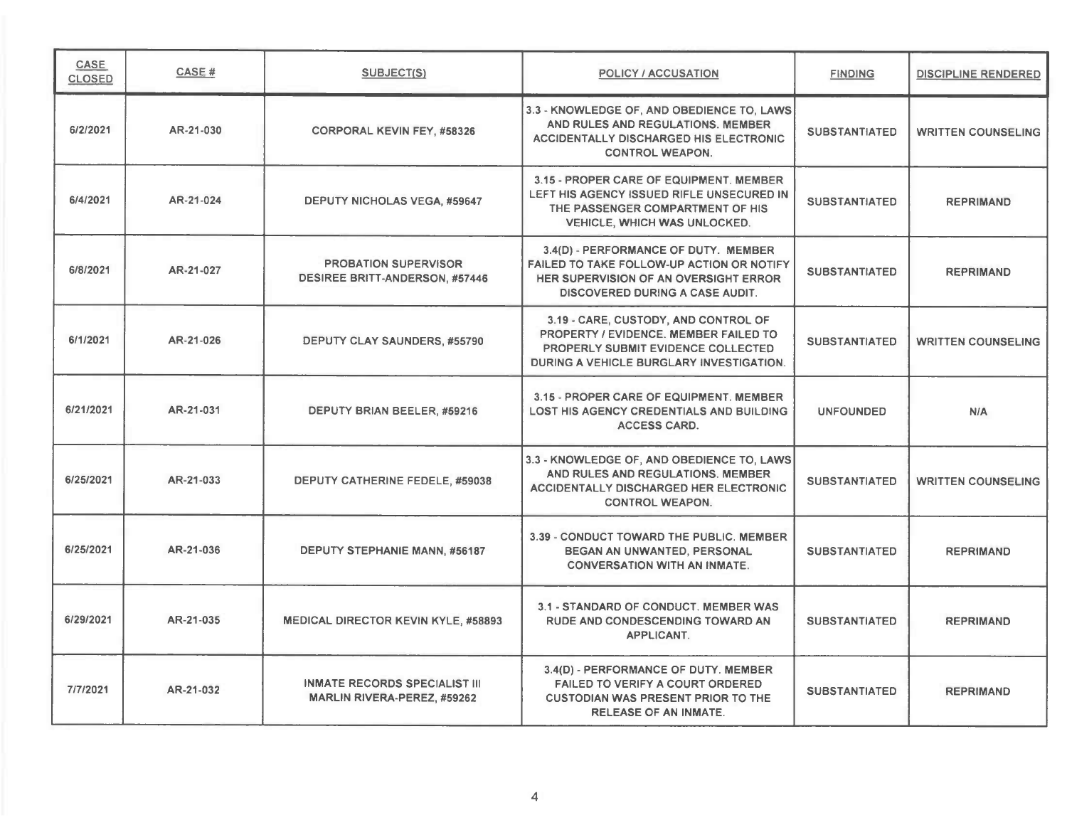| CASE CLOSED | CASE # | SUBJECT(S) | POLICY / ACCUSATION | FINDING | DISCIPLINE RENDERED |
|---|---|---|---|---|---|
| 6/2/2021 | AR-21-030 | CORPORAL KEVIN FEY, #58326 | 3.3 - KNOWLEDGE OF, AND OBEDIENCE TO, LAWS AND RULES AND REGULATIONS. MEMBER ACCIDENTALLY DISCHARGED HIS ELECTRONIC CONTROL WEAPON. | SUBSTANTIATED | WRITTEN COUNSELING |
| 6/4/2021 | AR-21-024 | DEPUTY NICHOLAS VEGA, #59647 | 3.15 - PROPER CARE OF EQUIPMENT. MEMBER LEFT HIS AGENCY ISSUED RIFLE UNSECURED IN THE PASSENGER COMPARTMENT OF HIS VEHICLE, WHICH WAS UNLOCKED. | SUBSTANTIATED | REPRIMAND |
| 6/8/2021 | AR-21-027 | PROBATION SUPERVISOR DESIREE BRITT-ANDERSON, #57446 | 3.4(D) - PERFORMANCE OF DUTY. MEMBER FAILED TO TAKE FOLLOW-UP ACTION OR NOTIFY HER SUPERVISION OF AN OVERSIGHT ERROR DISCOVERED DURING A CASE AUDIT. | SUBSTANTIATED | REPRIMAND |
| 6/1/2021 | AR-21-026 | DEPUTY CLAY SAUNDERS, #55790 | 3.19 - CARE, CUSTODY, AND CONTROL OF PROPERTY / EVIDENCE. MEMBER FAILED TO PROPERLY SUBMIT EVIDENCE COLLECTED DURING A VEHICLE BURGLARY INVESTIGATION. | SUBSTANTIATED | WRITTEN COUNSELING |
| 6/21/2021 | AR-21-031 | DEPUTY BRIAN BEELER, #59216 | 3.15 - PROPER CARE OF EQUIPMENT. MEMBER LOST HIS AGENCY CREDENTIALS AND BUILDING ACCESS CARD. | UNFOUNDED | N/A |
| 6/25/2021 | AR-21-033 | DEPUTY CATHERINE FEDELE, #59038 | 3.3 - KNOWLEDGE OF, AND OBEDIENCE TO, LAWS AND RULES AND REGULATIONS. MEMBER ACCIDENTALLY DISCHARGED HER ELECTRONIC CONTROL WEAPON. | SUBSTANTIATED | WRITTEN COUNSELING |
| 6/25/2021 | AR-21-036 | DEPUTY STEPHANIE MANN, #56187 | 3.39 - CONDUCT TOWARD THE PUBLIC. MEMBER BEGAN AN UNWANTED, PERSONAL CONVERSATION WITH AN INMATE. | SUBSTANTIATED | REPRIMAND |
| 6/29/2021 | AR-21-035 | MEDICAL DIRECTOR KEVIN KYLE, #58893 | 3.1 - STANDARD OF CONDUCT. MEMBER WAS RUDE AND CONDESCENDING TOWARD AN APPLICANT. | SUBSTANTIATED | REPRIMAND |
| 7/7/2021 | AR-21-032 | INMATE RECORDS SPECIALIST III MARLIN RIVERA-PEREZ, #59262 | 3.4(D) - PERFORMANCE OF DUTY. MEMBER FAILED TO VERIFY A COURT ORDERED CUSTODIAN WAS PRESENT PRIOR TO THE RELEASE OF AN INMATE. | SUBSTANTIATED | REPRIMAND |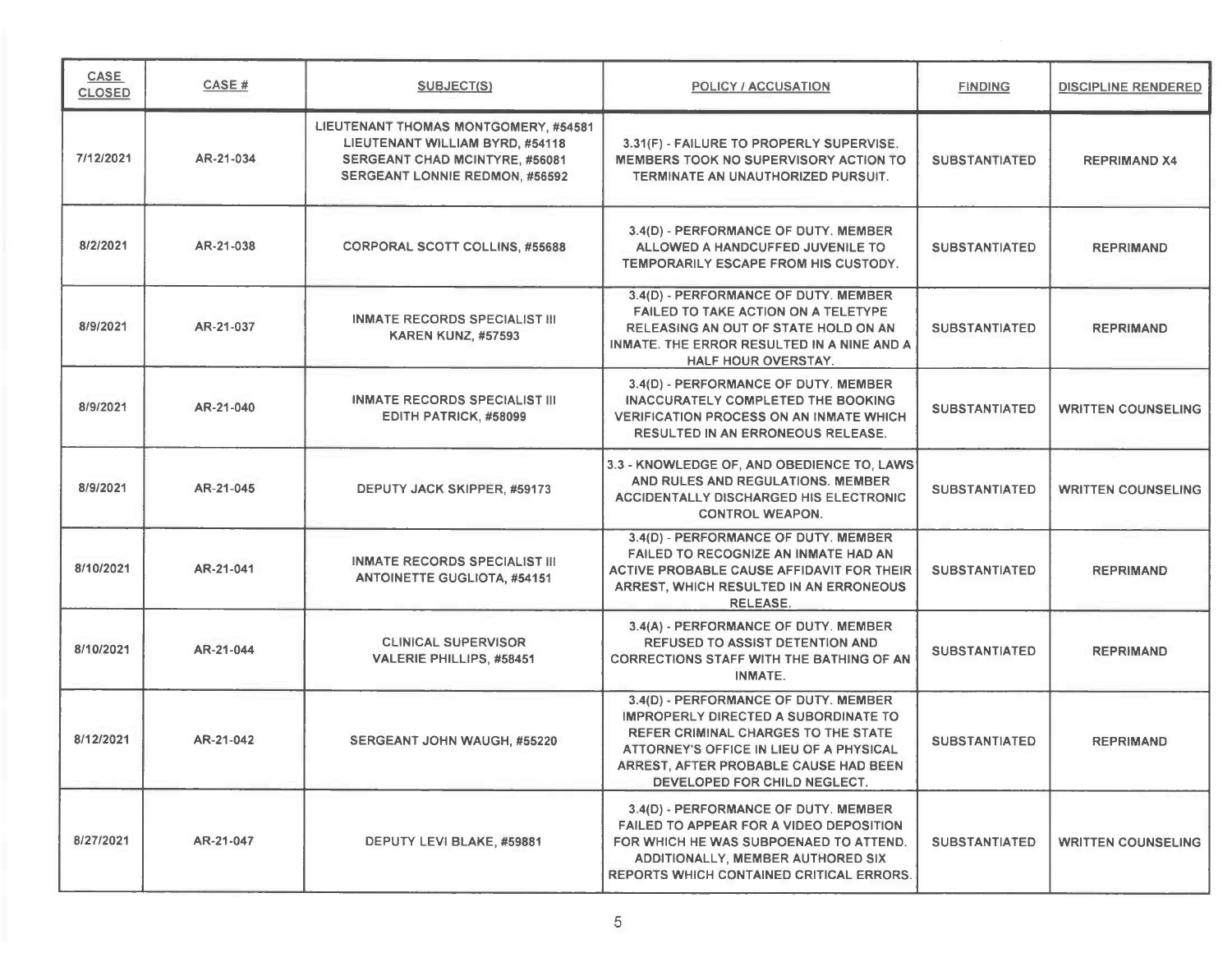| CASE CLOSED | CASE # | SUBJECT(S) | POLICY / ACCUSATION | FINDING | DISCIPLINE RENDERED |
|---|---|---|---|---|---|
| 7/12/2021 | AR-21-034 | LIEUTENANT THOMAS MONTGOMERY, #54581<br>LIEUTENANT WILLIAM BYRD, #54118<br>SERGEANT CHAD MCINTYRE, #56081<br>SERGEANT LONNIE REDMON, #56592 | 3.31(F) - FAILURE TO PROPERLY SUPERVISE. MEMBERS TOOK NO SUPERVISORY ACTION TO TERMINATE AN UNAUTHORIZED PURSUIT. | SUBSTANTIATED | REPRIMAND X4 |
| 8/2/2021 | AR-21-038 | CORPORAL SCOTT COLLINS, #55688 | 3.4(D) - PERFORMANCE OF DUTY. MEMBER ALLOWED A HANDCUFFED JUVENILE TO TEMPORARILY ESCAPE FROM HIS CUSTODY. | SUBSTANTIATED | REPRIMAND |
| 8/9/2021 | AR-21-037 | INMATE RECORDS SPECIALIST III<br>KAREN KUNZ, #57593 | 3.4(D) - PERFORMANCE OF DUTY. MEMBER FAILED TO TAKE ACTION ON A TELETYPE RELEASING AN OUT OF STATE HOLD ON AN INMATE. THE ERROR RESULTED IN A NINE AND A HALF HOUR OVERSTAY. | SUBSTANTIATED | REPRIMAND |
| 8/9/2021 | AR-21-040 | INMATE RECORDS SPECIALIST III<br>EDITH PATRICK, #58099 | 3.4(D) - PERFORMANCE OF DUTY. MEMBER INACCURATELY COMPLETED THE BOOKING VERIFICATION PROCESS ON AN INMATE WHICH RESULTED IN AN ERRONEOUS RELEASE. | SUBSTANTIATED | WRITTEN COUNSELING |
| 8/9/2021 | AR-21-045 | DEPUTY JACK SKIPPER, #59173 | 3.3 - KNOWLEDGE OF, AND OBEDIENCE TO, LAWS AND RULES AND REGULATIONS. MEMBER ACCIDENTALLY DISCHARGED HIS ELECTRONIC CONTROL WEAPON. | SUBSTANTIATED | WRITTEN COUNSELING |
| 8/10/2021 | AR-21-041 | INMATE RECORDS SPECIALIST III<br>ANTOINETTE GUGLIOTA, #54151 | 3.4(D) - PERFORMANCE OF DUTY. MEMBER FAILED TO RECOGNIZE AN INMATE HAD AN ACTIVE PROBABLE CAUSE AFFIDAVIT FOR THEIR ARREST, WHICH RESULTED IN AN ERRONEOUS RELEASE. | SUBSTANTIATED | REPRIMAND |
| 8/10/2021 | AR-21-044 | CLINICAL SUPERVISOR<br>VALERIE PHILLIPS, #58451 | 3.4(A) - PERFORMANCE OF DUTY. MEMBER REFUSED TO ASSIST DETENTION AND CORRECTIONS STAFF WITH THE BATHING OF AN INMATE. | SUBSTANTIATED | REPRIMAND |
| 8/12/2021 | AR-21-042 | SERGEANT JOHN WAUGH, #55220 | 3.4(D) - PERFORMANCE OF DUTY. MEMBER IMPROPERLY DIRECTED A SUBORDINATE TO REFER CRIMINAL CHARGES TO THE STATE ATTORNEY'S OFFICE IN LIEU OF A PHYSICAL ARREST, AFTER PROBABLE CAUSE HAD BEEN DEVELOPED FOR CHILD NEGLECT. | SUBSTANTIATED | REPRIMAND |
| 8/27/2021 | AR-21-047 | DEPUTY LEVI BLAKE, #59881 | 3.4(D) - PERFORMANCE OF DUTY. MEMBER FAILED TO APPEAR FOR A VIDEO DEPOSITION FOR WHICH HE WAS SUBPOENAED TO ATTEND. ADDITIONALLY, MEMBER AUTHORED SIX REPORTS WHICH CONTAINED CRITICAL ERRORS. | SUBSTANTIATED | WRITTEN COUNSELING |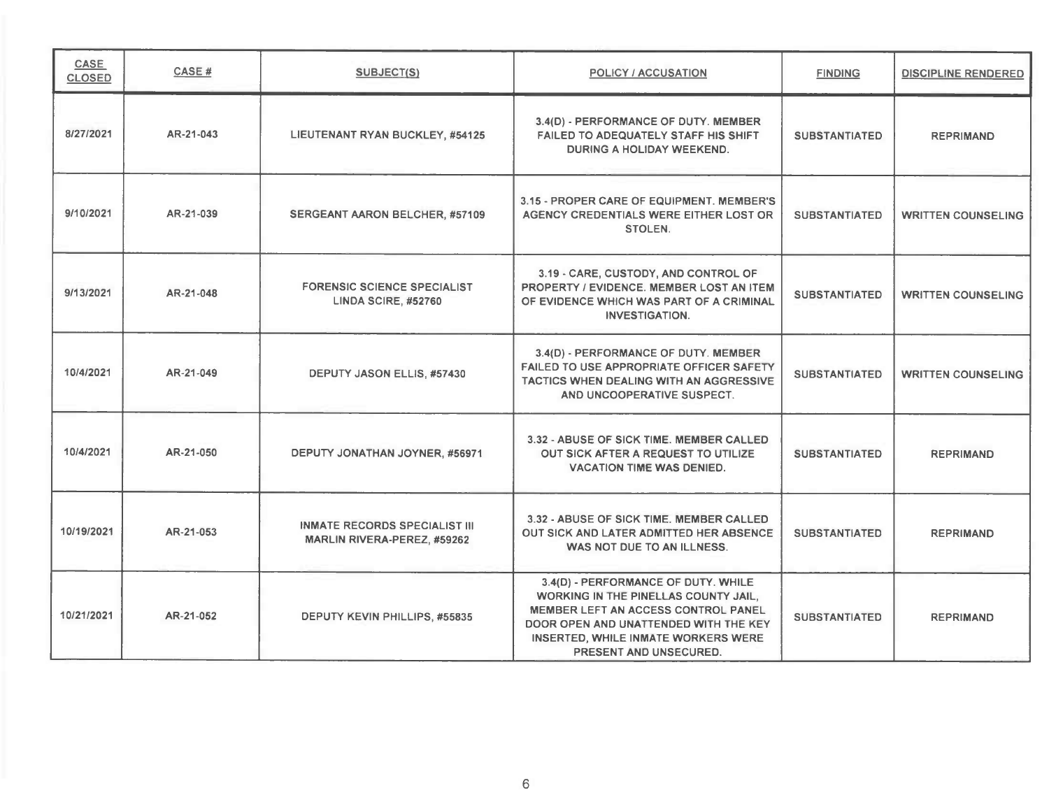| CASE CLOSED | CASE # | SUBJECT(S) | POLICY / ACCUSATION | FINDING | DISCIPLINE RENDERED |
|---|---|---|---|---|---|
| 8/27/2021 | AR-21-043 | LIEUTENANT RYAN BUCKLEY, #54125 | 3.4(D) - PERFORMANCE OF DUTY. MEMBER FAILED TO ADEQUATELY STAFF HIS SHIFT DURING A HOLIDAY WEEKEND. | SUBSTANTIATED | REPRIMAND |
| 9/10/2021 | AR-21-039 | SERGEANT AARON BELCHER, #57109 | 3.15 - PROPER CARE OF EQUIPMENT. MEMBER'S AGENCY CREDENTIALS WERE EITHER LOST OR STOLEN. | SUBSTANTIATED | WRITTEN COUNSELING |
| 9/13/2021 | AR-21-048 | FORENSIC SCIENCE SPECIALIST LINDA SCIRE, #52760 | 3.19 - CARE, CUSTODY, AND CONTROL OF PROPERTY / EVIDENCE. MEMBER LOST AN ITEM OF EVIDENCE WHICH WAS PART OF A CRIMINAL INVESTIGATION. | SUBSTANTIATED | WRITTEN COUNSELING |
| 10/4/2021 | AR-21-049 | DEPUTY JASON ELLIS, #57430 | 3.4(D) - PERFORMANCE OF DUTY. MEMBER FAILED TO USE APPROPRIATE OFFICER SAFETY TACTICS WHEN DEALING WITH AN AGGRESSIVE AND UNCOOPERATIVE SUSPECT. | SUBSTANTIATED | WRITTEN COUNSELING |
| 10/4/2021 | AR-21-050 | DEPUTY JONATHAN JOYNER, #56971 | 3.32 - ABUSE OF SICK TIME. MEMBER CALLED OUT SICK AFTER A REQUEST TO UTILIZE VACATION TIME WAS DENIED. | SUBSTANTIATED | REPRIMAND |
| 10/19/2021 | AR-21-053 | INMATE RECORDS SPECIALIST III MARLIN RIVERA-PEREZ, #59262 | 3.32 - ABUSE OF SICK TIME. MEMBER CALLED OUT SICK AND LATER ADMITTED HER ABSENCE WAS NOT DUE TO AN ILLNESS. | SUBSTANTIATED | REPRIMAND |
| 10/21/2021 | AR-21-052 | DEPUTY KEVIN PHILLIPS, #55835 | 3.4(D) - PERFORMANCE OF DUTY. WHILE WORKING IN THE PINELLAS COUNTY JAIL, MEMBER LEFT AN ACCESS CONTROL PANEL DOOR OPEN AND UNATTENDED WITH THE KEY INSERTED, WHILE INMATE WORKERS WERE PRESENT AND UNSECURED. | SUBSTANTIATED | REPRIMAND |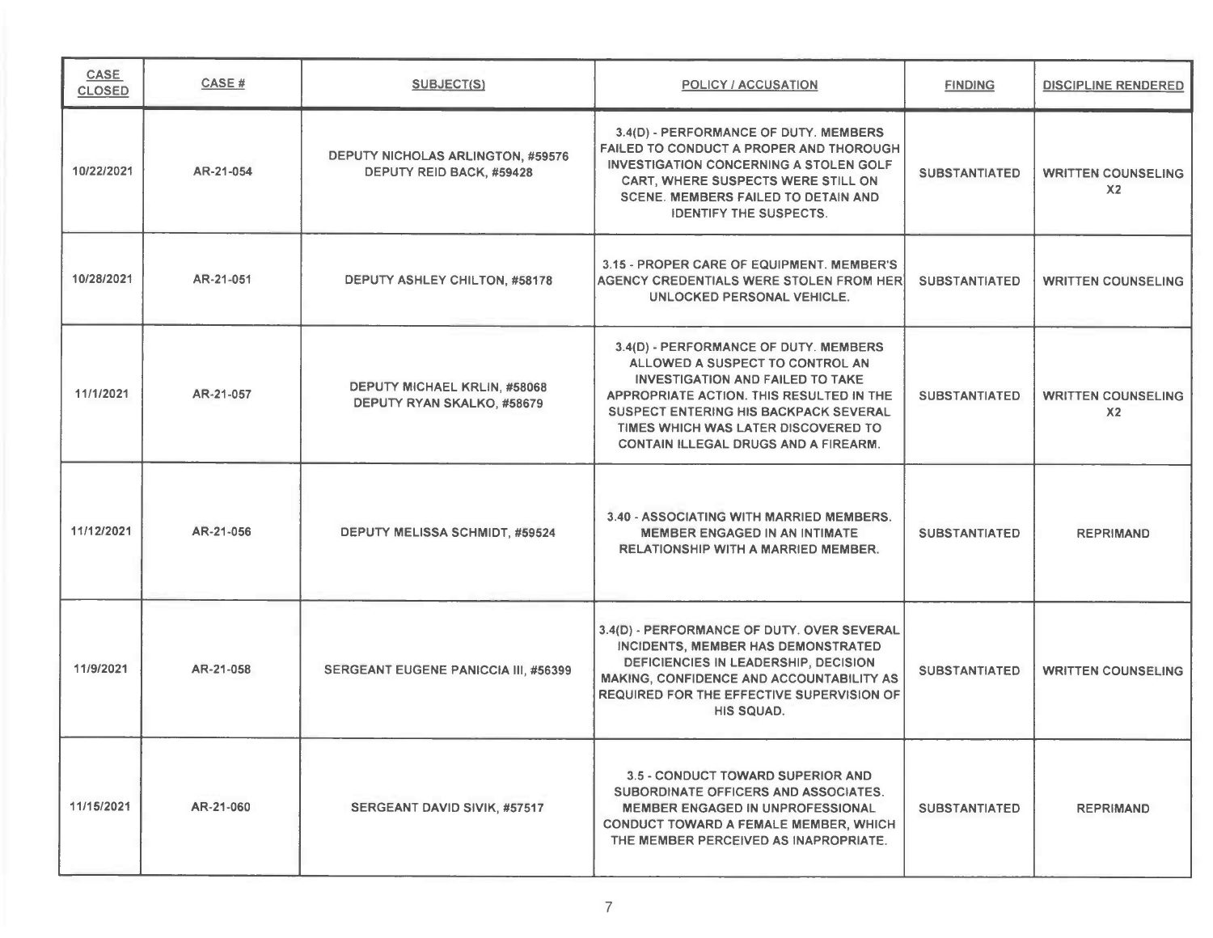| CASE CLOSED | CASE # | SUBJECT(S) | POLICY / ACCUSATION | FINDING | DISCIPLINE RENDERED |
|---|---|---|---|---|---|
| 10/22/2021 | AR-21-054 | DEPUTY NICHOLAS ARLINGTON, #59576<br>DEPUTY REID BACK, #59428 | 3.4(D) - PERFORMANCE OF DUTY. MEMBERS FAILED TO CONDUCT A PROPER AND THOROUGH INVESTIGATION CONCERNING A STOLEN GOLF CART, WHERE SUSPECTS WERE STILL ON SCENE. MEMBERS FAILED TO DETAIN AND IDENTIFY THE SUSPECTS. | SUBSTANTIATED | WRITTEN COUNSELING X2 |
| 10/28/2021 | AR-21-051 | DEPUTY ASHLEY CHILTON, #58178 | 3.15 - PROPER CARE OF EQUIPMENT. MEMBER'S AGENCY CREDENTIALS WERE STOLEN FROM HER UNLOCKED PERSONAL VEHICLE. | SUBSTANTIATED | WRITTEN COUNSELING |
| 11/1/2021 | AR-21-057 | DEPUTY MICHAEL KRLIN, #58068<br>DEPUTY RYAN SKALKO, #58679 | 3.4(D) - PERFORMANCE OF DUTY. MEMBERS ALLOWED A SUSPECT TO CONTROL AN INVESTIGATION AND FAILED TO TAKE APPROPRIATE ACTION. THIS RESULTED IN THE SUSPECT ENTERING HIS BACKPACK SEVERAL TIMES WHICH WAS LATER DISCOVERED TO CONTAIN ILLEGAL DRUGS AND A FIREARM. | SUBSTANTIATED | WRITTEN COUNSELING X2 |
| 11/12/2021 | AR-21-056 | DEPUTY MELISSA SCHMIDT, #59524 | 3.40 - ASSOCIATING WITH MARRIED MEMBERS. MEMBER ENGAGED IN AN INTIMATE RELATIONSHIP WITH A MARRIED MEMBER. | SUBSTANTIATED | REPRIMAND |
| 11/9/2021 | AR-21-058 | SERGEANT EUGENE PANICCIA III, #56399 | 3.4(D) - PERFORMANCE OF DUTY. OVER SEVERAL INCIDENTS, MEMBER HAS DEMONSTRATED DEFICIENCIES IN LEADERSHIP, DECISION MAKING, CONFIDENCE AND ACCOUNTABILITY AS REQUIRED FOR THE EFFECTIVE SUPERVISION OF HIS SQUAD. | SUBSTANTIATED | WRITTEN COUNSELING |
| 11/15/2021 | AR-21-060 | SERGEANT DAVID SIVIK, #57517 | 3.5 - CONDUCT TOWARD SUPERIOR AND SUBORDINATE OFFICERS AND ASSOCIATES. MEMBER ENGAGED IN UNPROFESSIONAL CONDUCT TOWARD A FEMALE MEMBER, WHICH THE MEMBER PERCEIVED AS INAPROPRIATE. | SUBSTANTIATED | REPRIMAND |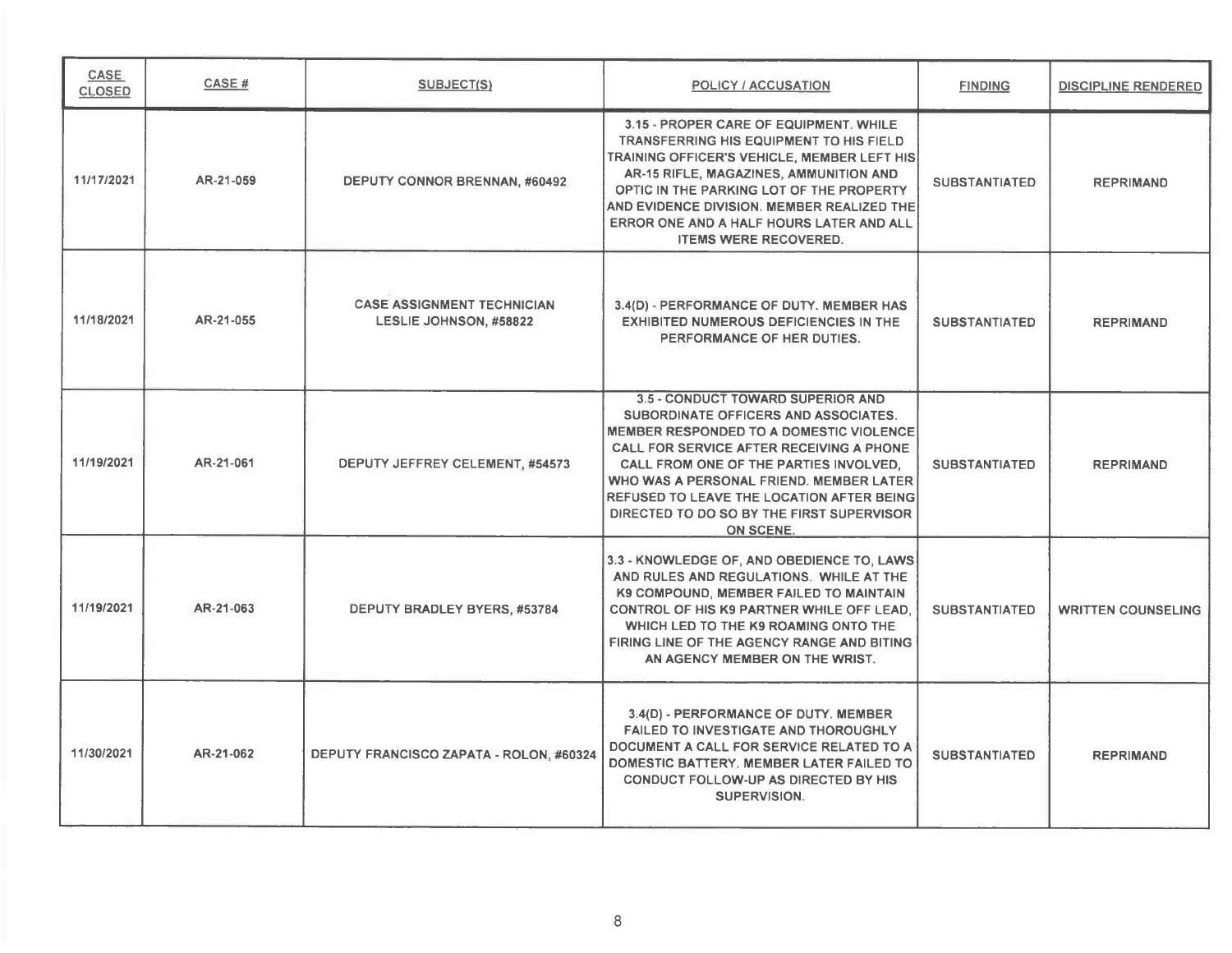| CASE CLOSED | CASE # | SUBJECT(S) | POLICY / ACCUSATION | FINDING | DISCIPLINE RENDERED |
|---|---|---|---|---|---|
| 11/17/2021 | AR-21-059 | DEPUTY CONNOR BRENNAN, #60492 | 3.15 - PROPER CARE OF EQUIPMENT. WHILE TRANSFERRING HIS EQUIPMENT TO HIS FIELD TRAINING OFFICER'S VEHICLE, MEMBER LEFT HIS AR-15 RIFLE, MAGAZINES, AMMUNITION AND OPTIC IN THE PARKING LOT OF THE PROPERTY AND EVIDENCE DIVISION. MEMBER REALIZED THE ERROR ONE AND A HALF HOURS LATER AND ALL ITEMS WERE RECOVERED. | SUBSTANTIATED | REPRIMAND |
| 11/18/2021 | AR-21-055 | CASE ASSIGNMENT TECHNICIAN LESLIE JOHNSON, #58822 | 3.4(D) - PERFORMANCE OF DUTY. MEMBER HAS EXHIBITED NUMEROUS DEFICIENCIES IN THE PERFORMANCE OF HER DUTIES. | SUBSTANTIATED | REPRIMAND |
| 11/19/2021 | AR-21-061 | DEPUTY JEFFREY CELEMENT, #54573 | 3.5 - CONDUCT TOWARD SUPERIOR AND SUBORDINATE OFFICERS AND ASSOCIATES. MEMBER RESPONDED TO A DOMESTIC VIOLENCE CALL FOR SERVICE AFTER RECEIVING A PHONE CALL FROM ONE OF THE PARTIES INVOLVED, WHO WAS A PERSONAL FRIEND. MEMBER LATER REFUSED TO LEAVE THE LOCATION AFTER BEING DIRECTED TO DO SO BY THE FIRST SUPERVISOR ON SCENE. | SUBSTANTIATED | REPRIMAND |
| 11/19/2021 | AR-21-063 | DEPUTY BRADLEY BYERS, #53784 | 3.3 - KNOWLEDGE OF, AND OBEDIENCE TO, LAWS AND RULES AND REGULATIONS. WHILE AT THE K9 COMPOUND, MEMBER FAILED TO MAINTAIN CONTROL OF HIS K9 PARTNER WHILE OFF LEAD, WHICH LED TO THE K9 ROAMING ONTO THE FIRING LINE OF THE AGENCY RANGE AND BITING AN AGENCY MEMBER ON THE WRIST. | SUBSTANTIATED | WRITTEN COUNSELING |
| 11/30/2021 | AR-21-062 | DEPUTY FRANCISCO ZAPATA - ROLON, #60324 | 3.4(D) - PERFORMANCE OF DUTY. MEMBER FAILED TO INVESTIGATE AND THOROUGHLY DOCUMENT A CALL FOR SERVICE RELATED TO A DOMESTIC BATTERY. MEMBER LATER FAILED TO CONDUCT FOLLOW-UP AS DIRECTED BY HIS SUPERVISION. | SUBSTANTIATED | REPRIMAND |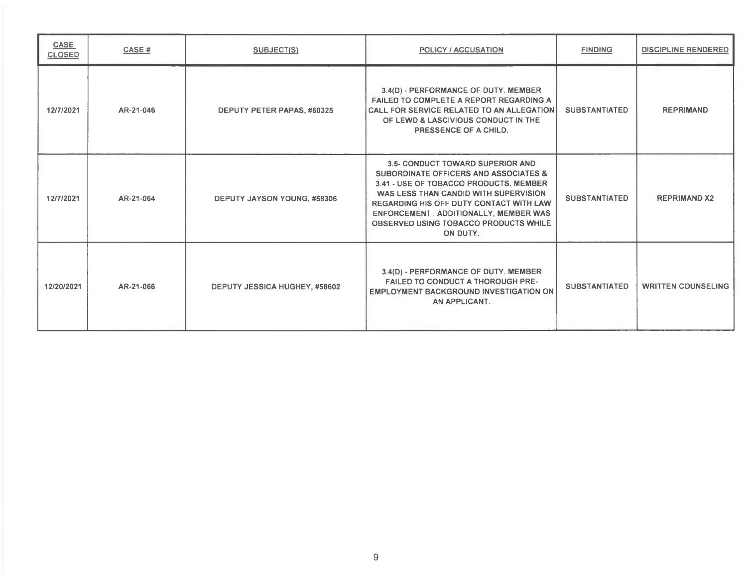| CASE CLOSED | CASE # | SUBJECT(S) | POLICY / ACCUSATION | FINDING | DISCIPLINE RENDERED |
|---|---|---|---|---|---|
| 12/7/2021 | AR-21-046 | DEPUTY PETER PAPAS, #60325 | 3.4(D) - PERFORMANCE OF DUTY. MEMBER FAILED TO COMPLETE A REPORT REGARDING A CALL FOR SERVICE RELATED TO AN ALLEGATION OF LEWD & LASCIVIOUS CONDUCT IN THE PRESSENCE OF A CHILD. | SUBSTANTIATED | REPRIMAND |
| 12/7/2021 | AR-21-064 | DEPUTY JAYSON YOUNG, #58306 | 3.5- CONDUCT TOWARD SUPERIOR AND SUBORDINATE OFFICERS AND ASSOCIATES & 3.41 - USE OF TOBACCO PRODUCTS. MEMBER WAS LESS THAN CANDID WITH SUPERVISION REGARDING HIS OFF DUTY CONTACT WITH LAW ENFORCEMENT . ADDITIONALLY, MEMBER WAS OBSERVED USING TOBACCO PRODUCTS WHILE ON DUTY. | SUBSTANTIATED | REPRIMAND X2 |
| 12/20/2021 | AR-21-066 | DEPUTY JESSICA HUGHEY, #58602 | 3.4(D) - PERFORMANCE OF DUTY. MEMBER FAILED TO CONDUCT A THOROUGH PRE-EMPLOYMENT BACKGROUND INVESTIGATION ON AN APPLICANT. | SUBSTANTIATED | WRITTEN COUNSELING |